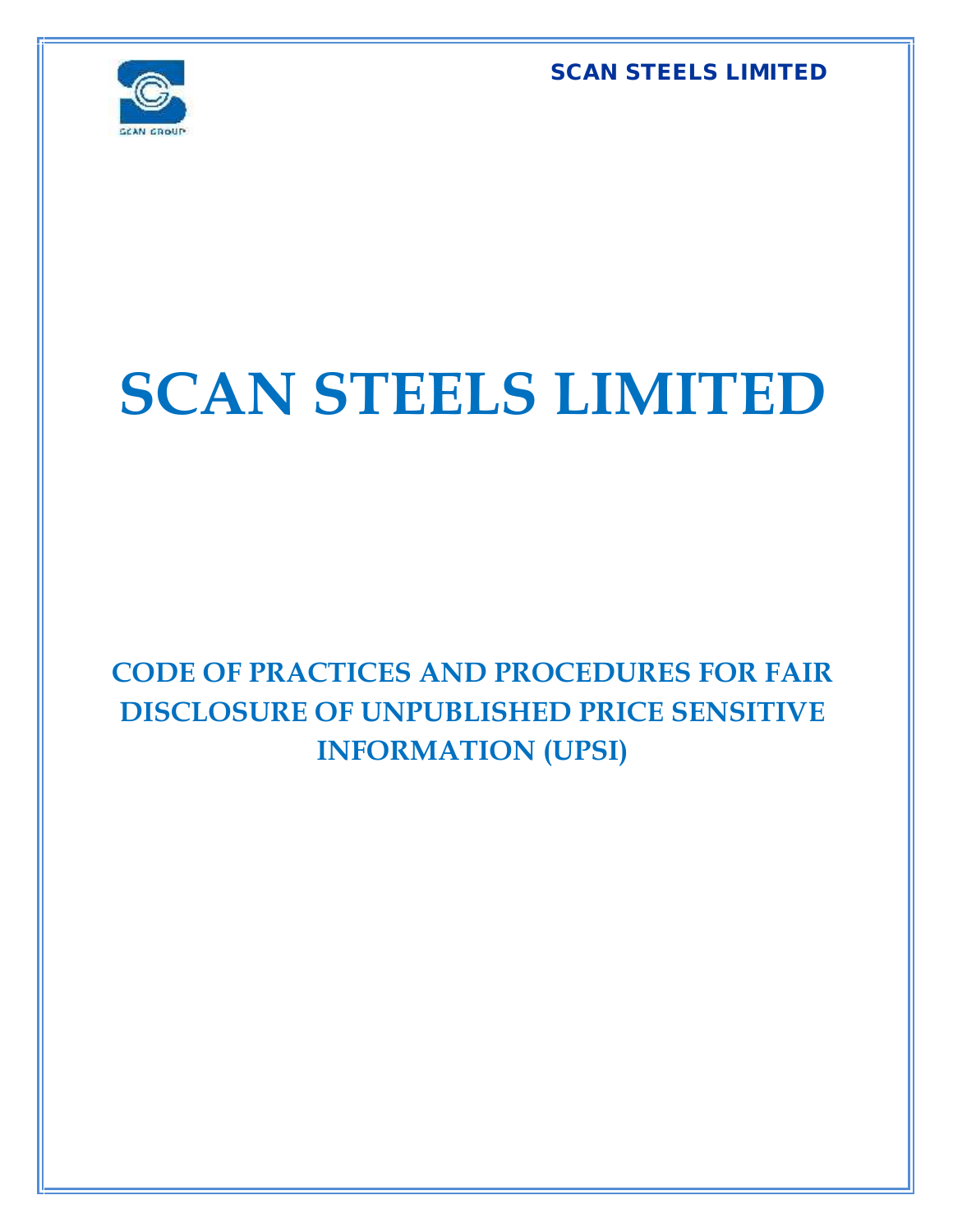# SCAN STEELS LIMITED

## CODE OF PRACTICES AND PROCEDURES FOR FAIR DISCLOSURE OF UNPUBLISHED PRICE SENSITIVE INFORMATION (UPSI)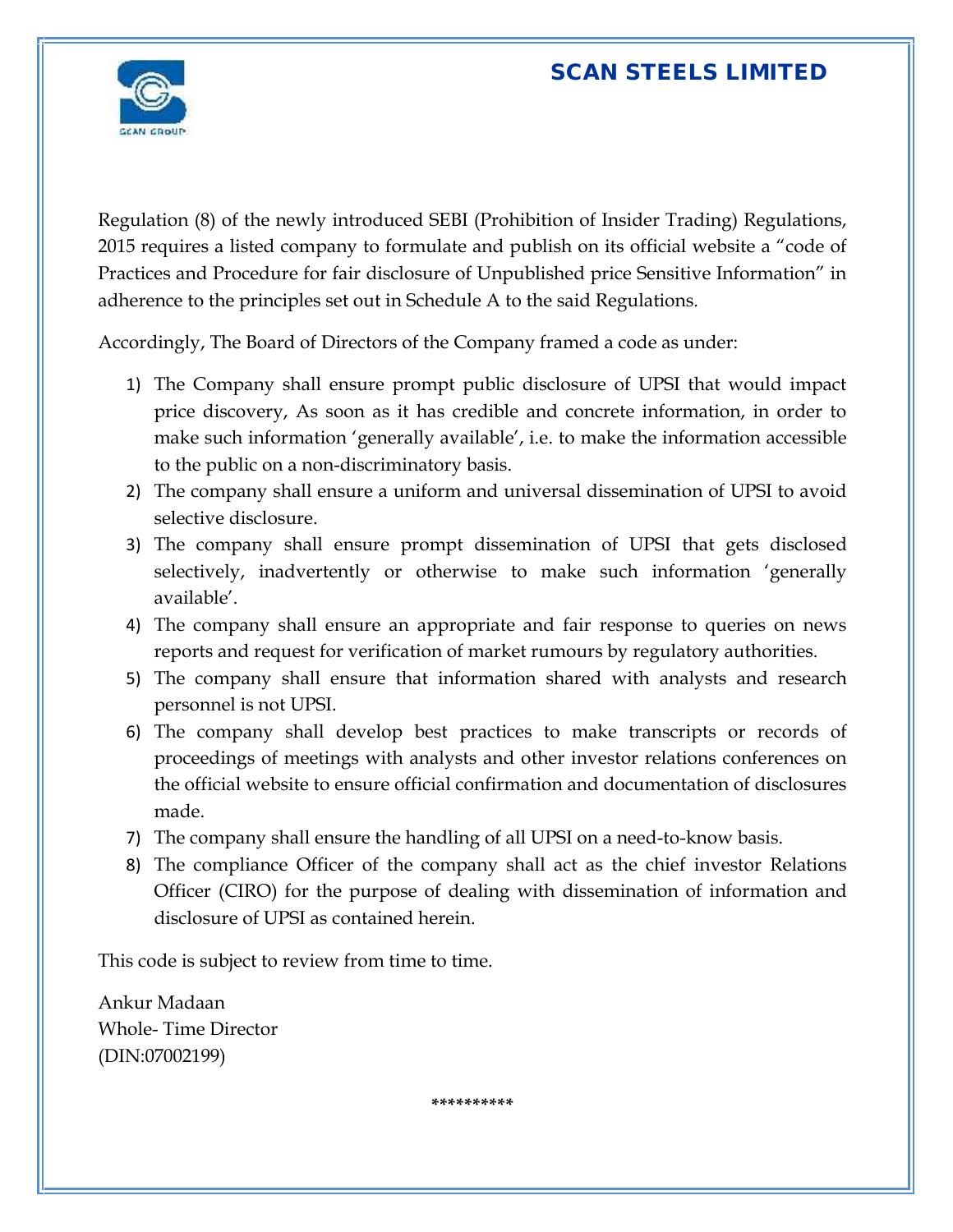# SCAN STEELS LIMITED

Regulation (8) of the newly introduced SEBI (Prohibition of Insider Trading) Regulations, 2015 requires a listed company to formulate and publish on its official website a "code of Practices and Procedure for fair disclosure of Unpublished price Sensitive Information" in adherence to the principles set out in Schedule A to the said Regulations.

Accordingly, The Board of Directors of the Company framed a code as under:

1) The Company shall ensure prompt public disclosure of UPSI that would impact price discovery, As soon as it has credible and concrete information, in order to make such information 'generally available', i.e. to make the information accessible to the public on a non-discriminatory basis.
2) The company shall ensure a uniform and universal dissemination of UPSI to avoid selective disclosure.
3) The company shall ensure prompt dissemination of UPSI that gets disclosed selectively, inadvertently or otherwise to make such information 'generally available'.
4) The company shall ensure an appropriate and fair response to queries on news reports and request for verification of market rumours by regulatory authorities.
5) The company shall ensure that information shared with analysts and research personnel is not UPSI.
6) The company shall develop best practices to make transcripts or records of proceedings of meetings with analysts and other investor relations conferences on the official website to ensure official confirmation and documentation of disclosures made.
7) The company shall ensure the handling of all UPSI on a need-to-know basis.
8) The compliance Officer of the company shall act as the chief investor Relations Officer (CIRO) for the purpose of dealing with dissemination of information and disclosure of UPSI as contained herein.

This code is subject to review from time to time.

Ankur Madaan
Whole- Time Director
(DIN:07002199)

*********